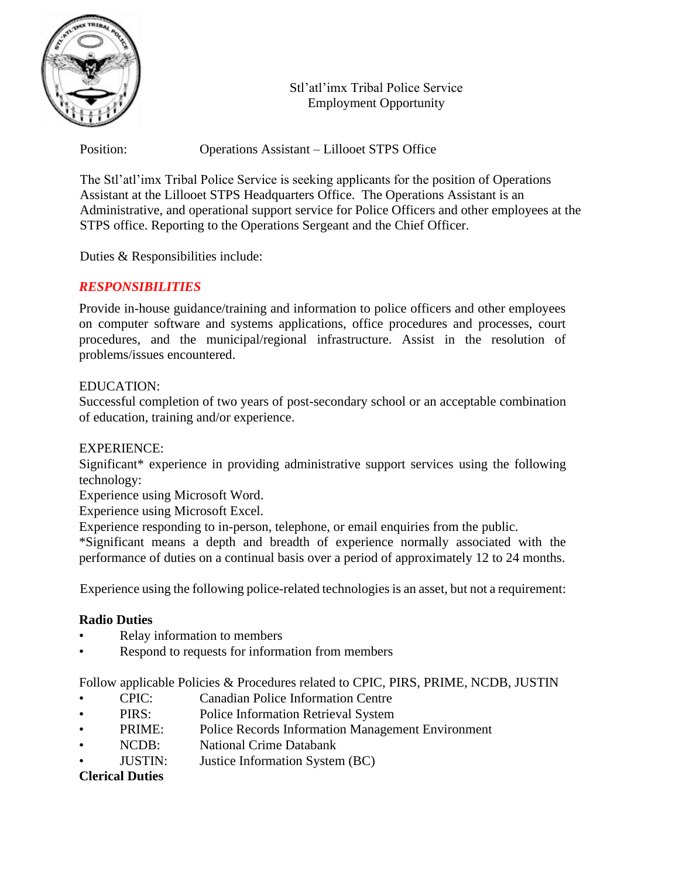Stl'atl'imx Tribal Police Service
Employment Opportunity

Position: Operations Assistant – Lillooet STPS Office

The Stl'atl'imx Tribal Police Service is seeking applicants for the position of Operations Assistant at the Lillooet STPS Headquarters Office. The Operations Assistant is an Administrative, and operational support service for Police Officers and other employees at the STPS office. Reporting to the Operations Sergeant and the Chief Officer.

Duties & Responsibilities include:

***RESPONSIBILITIES***

Provide in-house guidance/training and information to police officers and other employees on computer software and systems applications, office procedures and processes, court procedures, and the municipal/regional infrastructure. Assist in the resolution of problems/issues encountered.

EDUCATION:
Successful completion of two years of post-secondary school or an acceptable combination of education, training and/or experience.

EXPERIENCE:
Significant* experience in providing administrative support services using the following technology:
Experience using Microsoft Word.
Experience using Microsoft Excel.
Experience responding to in-person, telephone, or email enquiries from the public.
*Significant means a depth and breadth of experience normally associated with the performance of duties on a continual basis over a period of approximately 12 to 24 months.

Experience using the following police-related technologies is an asset, but not a requirement:

**Radio Duties**

- Relay information to members
- Respond to requests for information from members

Follow applicable Policies & Procedures related to CPIC, PIRS, PRIME, NCDB, JUSTIN

- CPIC: Canadian Police Information Centre
- PIRS: Police Information Retrieval System
- PRIME: Police Records Information Management Environment
- NCDB: National Crime Databank
- JUSTIN: Justice Information System (BC)

**Clerical Duties**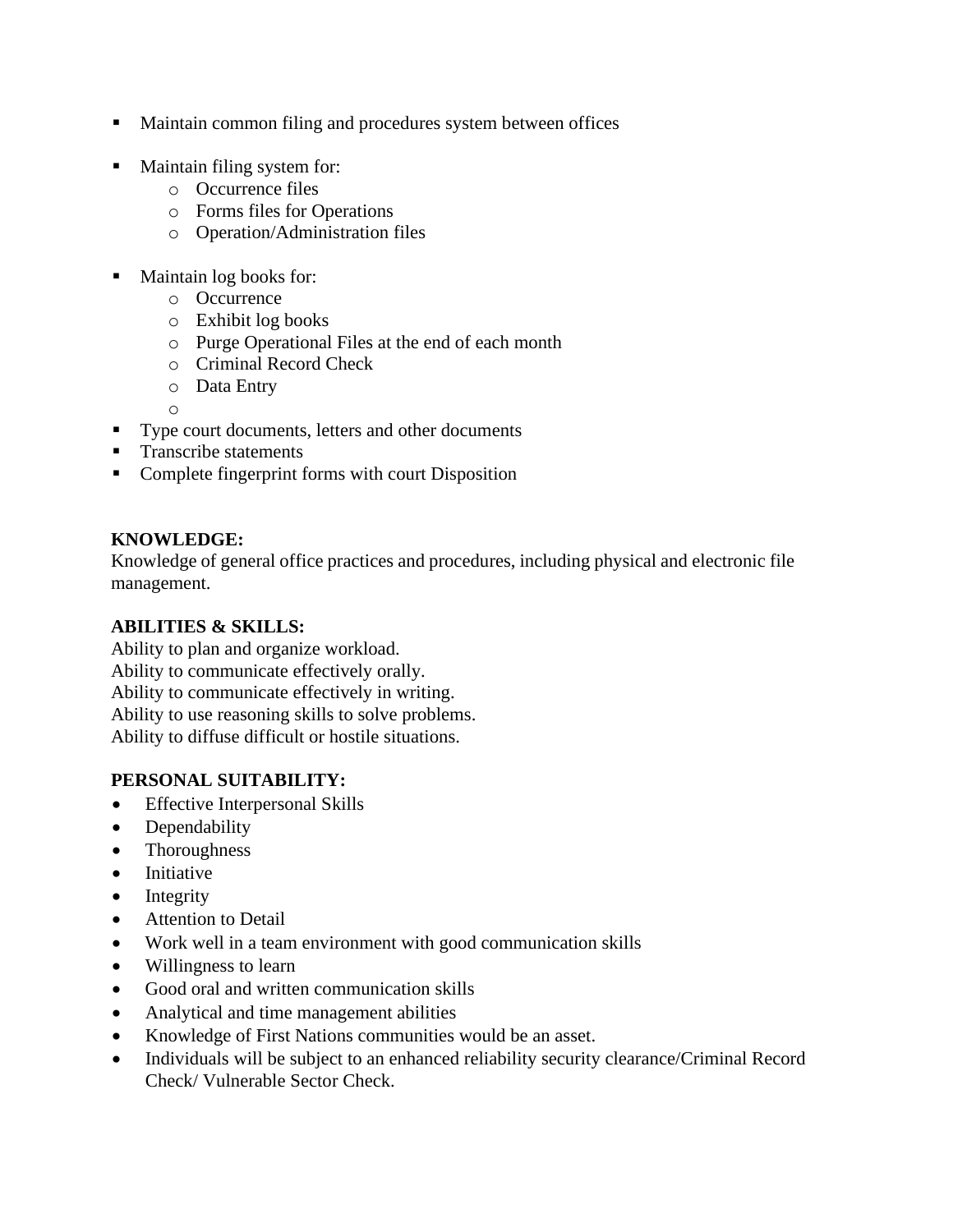- Maintain common filing and procedures system between offices

- Maintain filing system for:
  - Occurrence files
  - Forms files for Operations
  - Operation/Administration files

- Maintain log books for:
  - Occurrence
  - Exhibit log books
  - Purge Operational Files at the end of each month
  - Criminal Record Check
  - Data Entry
  -
- Type court documents, letters and other documents
- Transcribe statements
- Complete fingerprint forms with court Disposition

**KNOWLEDGE:**
Knowledge of general office practices and procedures, including physical and electronic file management.

**ABILITIES & SKILLS:**
Ability to plan and organize workload.
Ability to communicate effectively orally.
Ability to communicate effectively in writing.
Ability to use reasoning skills to solve problems.
Ability to diffuse difficult or hostile situations.

**PERSONAL SUITABILITY:**
- Effective Interpersonal Skills
- Dependability
- Thoroughness
- Initiative
- Integrity
- Attention to Detail
- Work well in a team environment with good communication skills
- Willingness to learn
- Good oral and written communication skills
- Analytical and time management abilities
- Knowledge of First Nations communities would be an asset.
- Individuals will be subject to an enhanced reliability security clearance/Criminal Record Check/ Vulnerable Sector Check.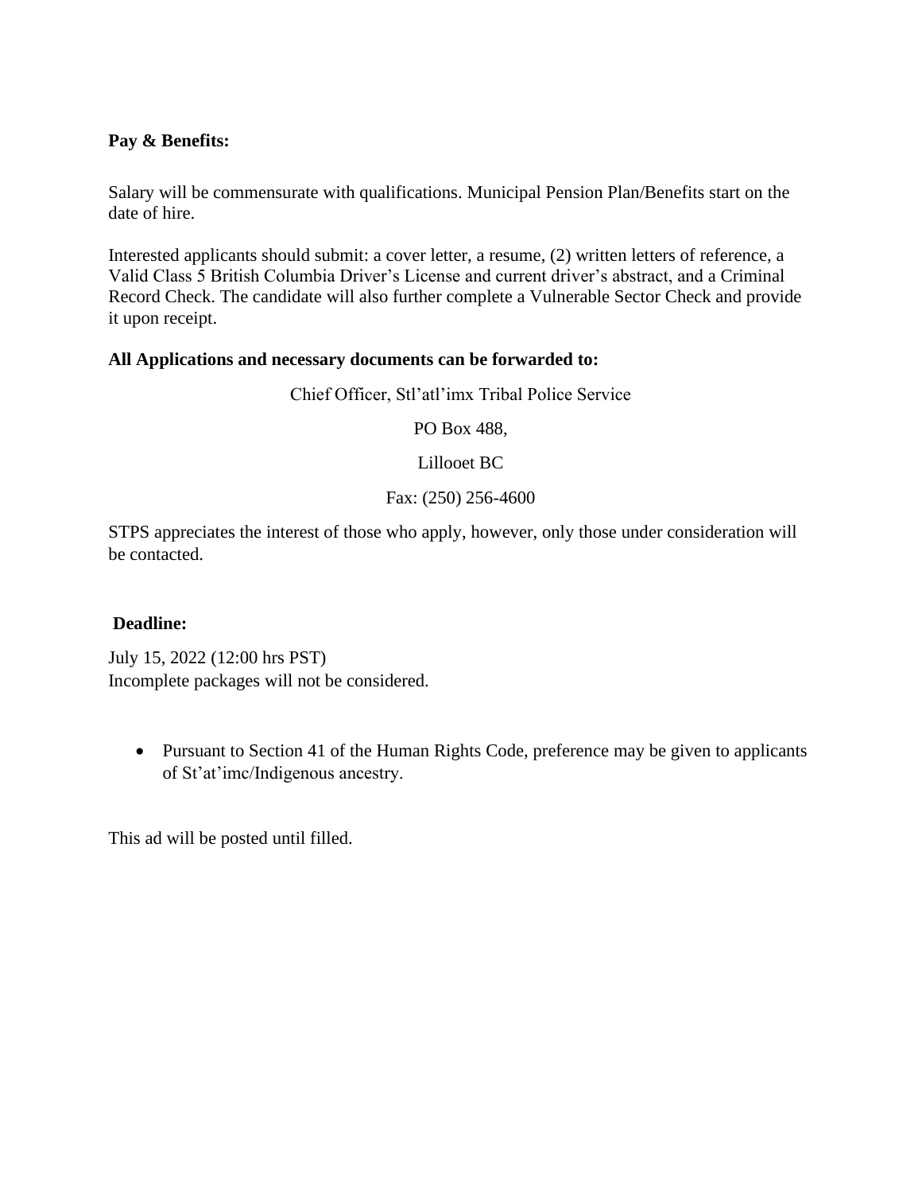**Pay & Benefits:**

Salary will be commensurate with qualifications. Municipal Pension Plan/Benefits start on the date of hire.

Interested applicants should submit: a cover letter, a resume, (2) written letters of reference, a Valid Class 5 British Columbia Driver's License and current driver's abstract, and a Criminal Record Check. The candidate will also further complete a Vulnerable Sector Check and provide it upon receipt.

**All Applications and necessary documents can be forwarded to:**

Chief Officer, Stl'atl'imx Tribal Police Service

PO Box 488,

Lillooet BC

Fax: (250) 256-4600

STPS appreciates the interest of those who apply, however, only those under consideration will be contacted.

**Deadline:**

July 15, 2022 (12:00 hrs PST)
Incomplete packages will not be considered.

- Pursuant to Section 41 of the Human Rights Code, preference may be given to applicants of St'at'imc/Indigenous ancestry.

This ad will be posted until filled.